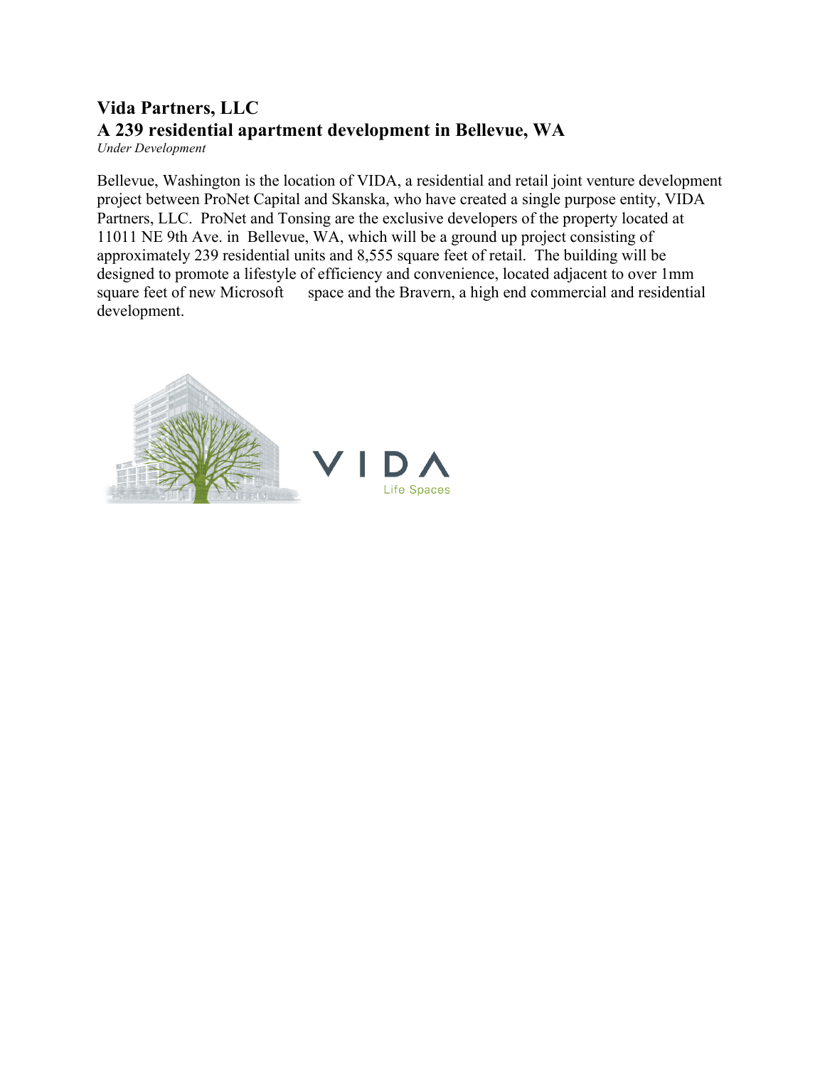**Vida Partners, LLC**

**A 239 residential apartment development in Bellevue, WA**

*Under Development*

Bellevue, Washington is the location of VIDA, a residential and retail joint venture development project between ProNet Capital and Skanska, who have created a single purpose entity, VIDA Partners, LLC. ProNet and Tonsing are the exclusive developers of the property located at 11011 NE 9th Ave. in Bellevue, WA, which will be a ground up project consisting of approximately 239 residential units and 8,555 square feet of retail. The building will be designed to promote a lifestyle of efficiency and convenience, located adjacent to over 1mm square feet of new Microsoft space and the Bravern, a high end commercial and residential development.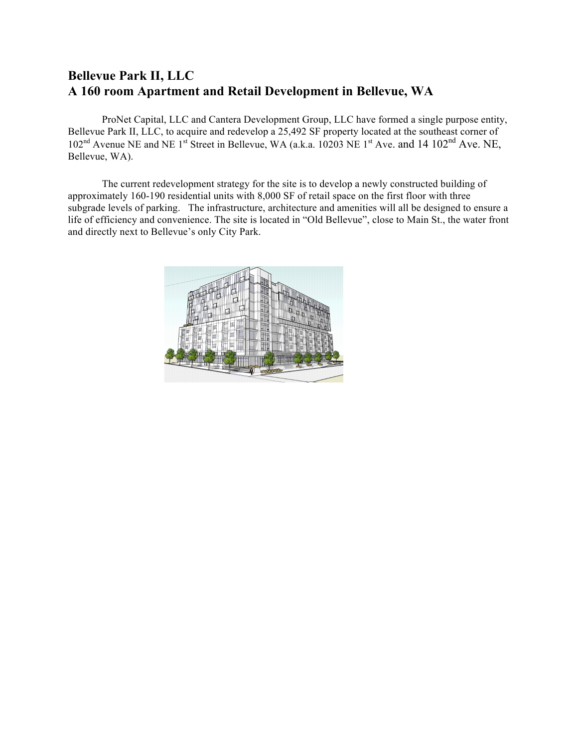# Bellevue Park II, LLC
# A 160 room Apartment and Retail Development in Bellevue, WA

ProNet Capital, LLC and Cantera Development Group, LLC have formed a single purpose entity, Bellevue Park II, LLC, to acquire and redevelop a 25,492 SF property located at the southeast corner of 102nd Avenue NE and NE 1st Street in Bellevue, WA (a.k.a. 10203 NE 1st Ave. and 14 102nd Ave. NE, Bellevue, WA).

The current redevelopment strategy for the site is to develop a newly constructed building of approximately 160-190 residential units with 8,000 SF of retail space on the first floor with three subgrade levels of parking. The infrastructure, architecture and amenities will all be designed to ensure a life of efficiency and convenience. The site is located in "Old Bellevue", close to Main St., the water front and directly next to Bellevue's only City Park.